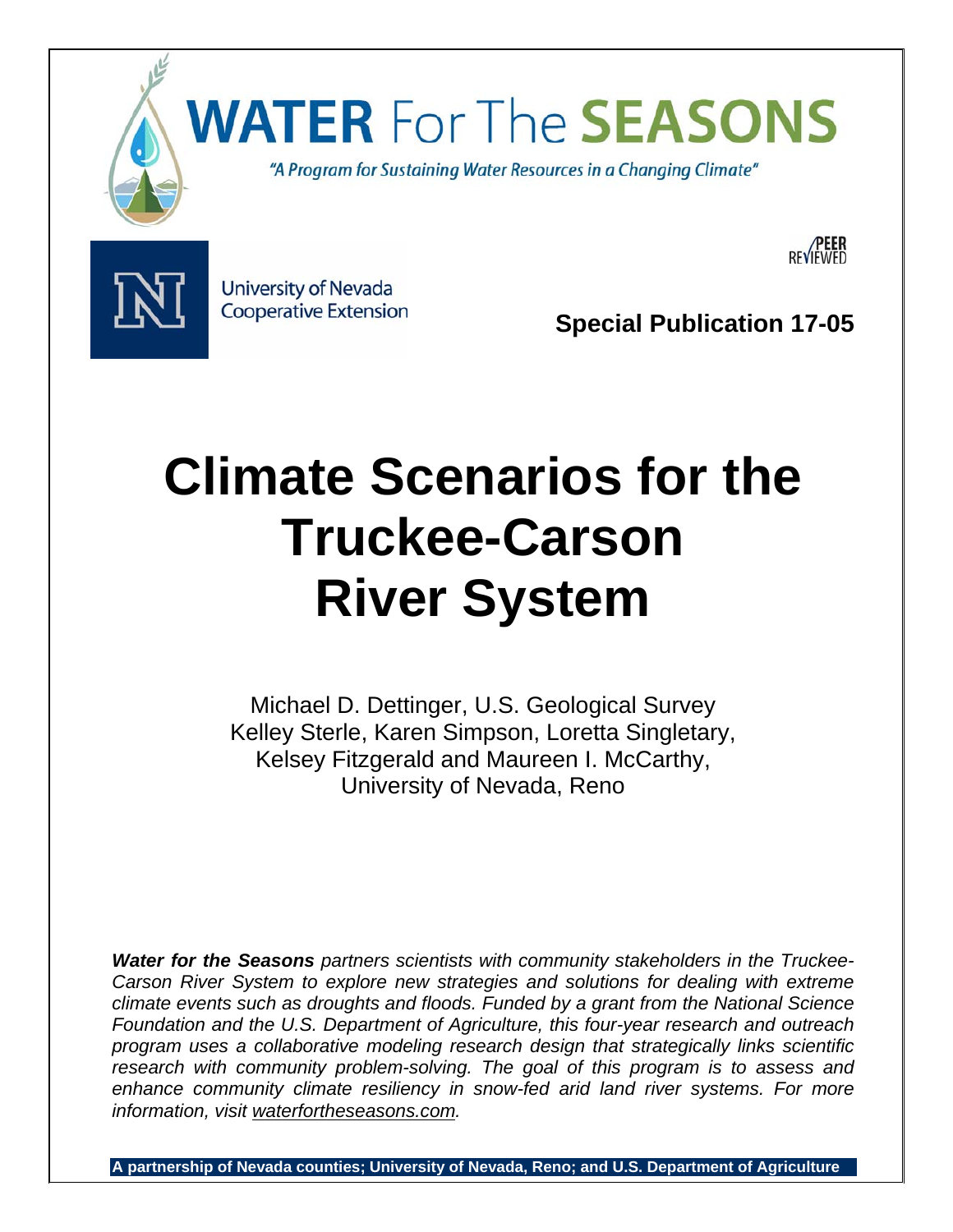# WATER For The SEASONS

*"A Program for Sustaining Water Resources in a Changing Climate"*

University of Nevada Cooperative Extension

PEER REVIEWED

**Special Publication 17-05**

# Climate Scenarios for the Truckee-Carson River System

Michael D. Dettinger, U.S. Geological Survey
Kelley Sterle, Karen Simpson, Loretta Singletary, Kelsey Fitzgerald and Maureen I. McCarthy, University of Nevada, Reno

***Water for the Seasons*** *partners scientists with community stakeholders in the Truckee-Carson River System to explore new strategies and solutions for dealing with extreme climate events such as droughts and floods. Funded by a grant from the National Science Foundation and the U.S. Department of Agriculture, this four-year research and outreach program uses a collaborative modeling research design that strategically links scientific research with community problem-solving. The goal of this program is to assess and enhance community climate resiliency in snow-fed arid land river systems. For more information, visit waterfortheseasons.com.*

**A partnership of Nevada counties; University of Nevada, Reno; and U.S. Department of Agriculture**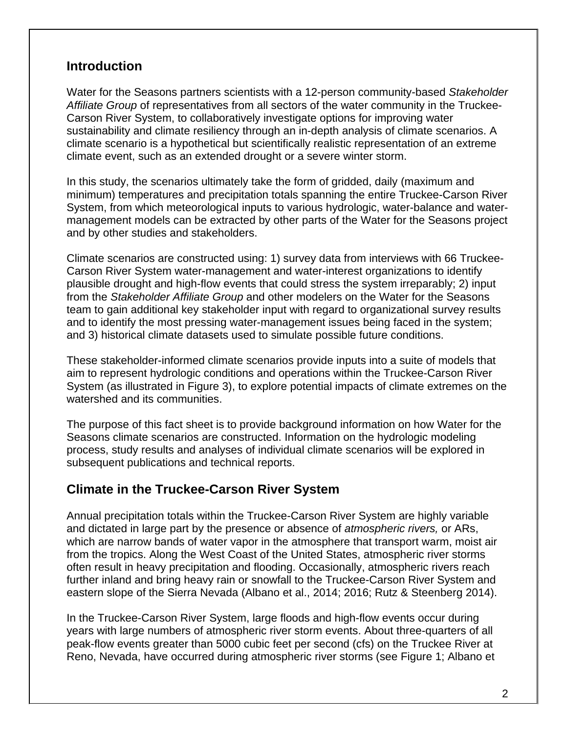## Introduction

Water for the Seasons partners scientists with a 12-person community-based *Stakeholder Affiliate Group* of representatives from all sectors of the water community in the Truckee-Carson River System, to collaboratively investigate options for improving water sustainability and climate resiliency through an in-depth analysis of climate scenarios. A climate scenario is a hypothetical but scientifically realistic representation of an extreme climate event, such as an extended drought or a severe winter storm.

In this study, the scenarios ultimately take the form of gridded, daily (maximum and minimum) temperatures and precipitation totals spanning the entire Truckee-Carson River System, from which meteorological inputs to various hydrologic, water-balance and water-management models can be extracted by other parts of the Water for the Seasons project and by other studies and stakeholders.

Climate scenarios are constructed using: 1) survey data from interviews with 66 Truckee-Carson River System water-management and water-interest organizations to identify plausible drought and high-flow events that could stress the system irreparably; 2) input from the *Stakeholder Affiliate Group* and other modelers on the Water for the Seasons team to gain additional key stakeholder input with regard to organizational survey results and to identify the most pressing water-management issues being faced in the system; and 3) historical climate datasets used to simulate possible future conditions.

These stakeholder-informed climate scenarios provide inputs into a suite of models that aim to represent hydrologic conditions and operations within the Truckee-Carson River System (as illustrated in Figure 3), to explore potential impacts of climate extremes on the watershed and its communities.

The purpose of this fact sheet is to provide background information on how Water for the Seasons climate scenarios are constructed. Information on the hydrologic modeling process, study results and analyses of individual climate scenarios will be explored in subsequent publications and technical reports.

## Climate in the Truckee-Carson River System

Annual precipitation totals within the Truckee-Carson River System are highly variable and dictated in large part by the presence or absence of *atmospheric rivers,* or ARs, which are narrow bands of water vapor in the atmosphere that transport warm, moist air from the tropics. Along the West Coast of the United States, atmospheric river storms often result in heavy precipitation and flooding. Occasionally, atmospheric rivers reach further inland and bring heavy rain or snowfall to the Truckee-Carson River System and eastern slope of the Sierra Nevada (Albano et al., 2014; 2016; Rutz & Steenberg 2014).

In the Truckee-Carson River System, large floods and high-flow events occur during years with large numbers of atmospheric river storm events. About three-quarters of all peak-flow events greater than 5000 cubic feet per second (cfs) on the Truckee River at Reno, Nevada, have occurred during atmospheric river storms (see Figure 1; Albano et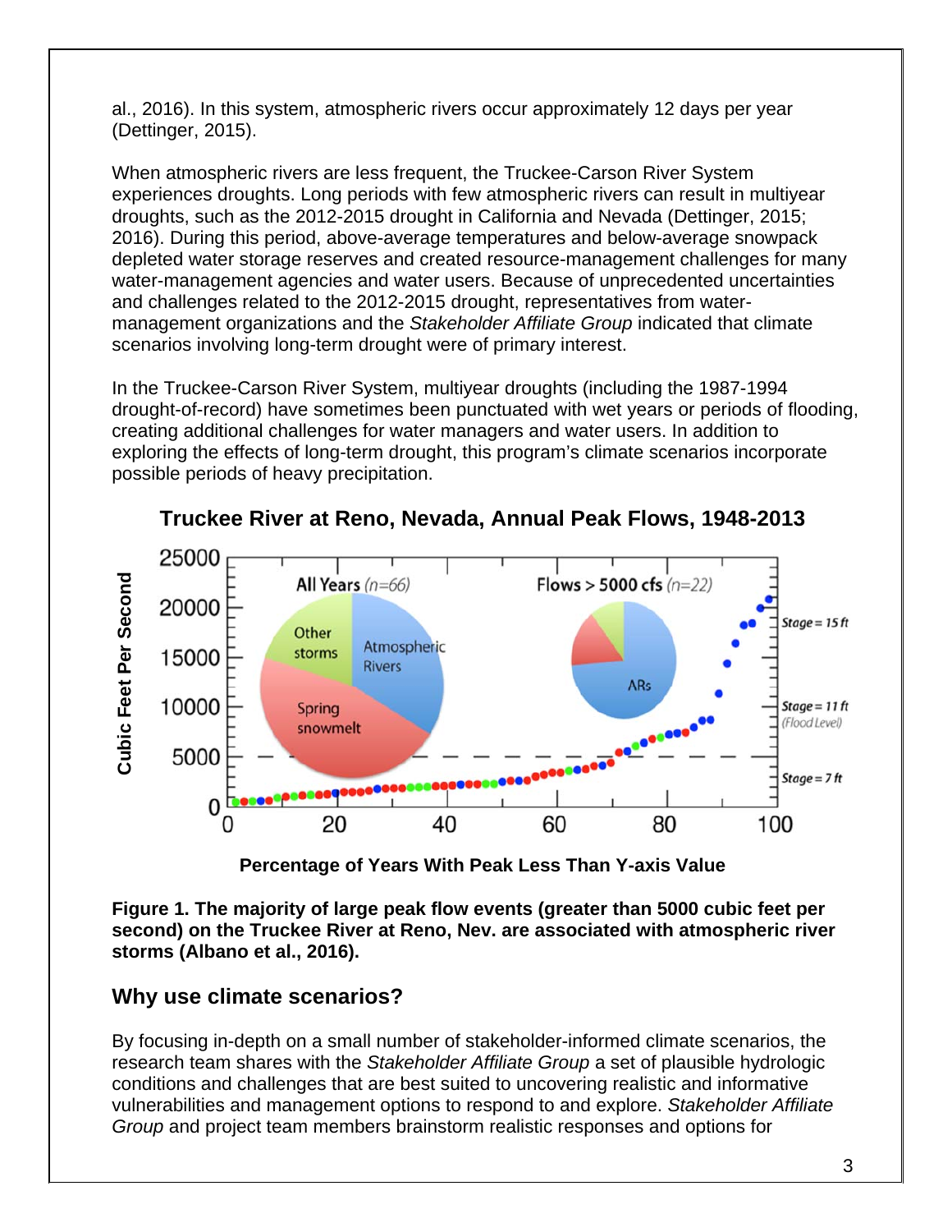al., 2016). In this system, atmospheric rivers occur approximately 12 days per year (Dettinger, 2015).

When atmospheric rivers are less frequent, the Truckee-Carson River System experiences droughts. Long periods with few atmospheric rivers can result in multiyear droughts, such as the 2012-2015 drought in California and Nevada (Dettinger, 2015; 2016). During this period, above-average temperatures and below-average snowpack depleted water storage reserves and created resource-management challenges for many water-management agencies and water users. Because of unprecedented uncertainties and challenges related to the 2012-2015 drought, representatives from water-management organizations and the *Stakeholder Affiliate Group* indicated that climate scenarios involving long-term drought were of primary interest.

In the Truckee-Carson River System, multiyear droughts (including the 1987-1994 drought-of-record) have sometimes been punctuated with wet years or periods of flooding, creating additional challenges for water managers and water users. In addition to exploring the effects of long-term drought, this program's climate scenarios incorporate possible periods of heavy precipitation.

**Truckee River at Reno, Nevada, Annual Peak Flows, 1948-2013**

**Figure 1. The majority of large peak flow events (greater than 5000 cubic feet per second) on the Truckee River at Reno, Nev. are associated with atmospheric river storms (Albano et al., 2016).**

## Why use climate scenarios?

By focusing in-depth on a small number of stakeholder-informed climate scenarios, the research team shares with the *Stakeholder Affiliate Group* a set of plausible hydrologic conditions and challenges that are best suited to uncovering realistic and informative vulnerabilities and management options to respond to and explore. *Stakeholder Affiliate Group* and project team members brainstorm realistic responses and options for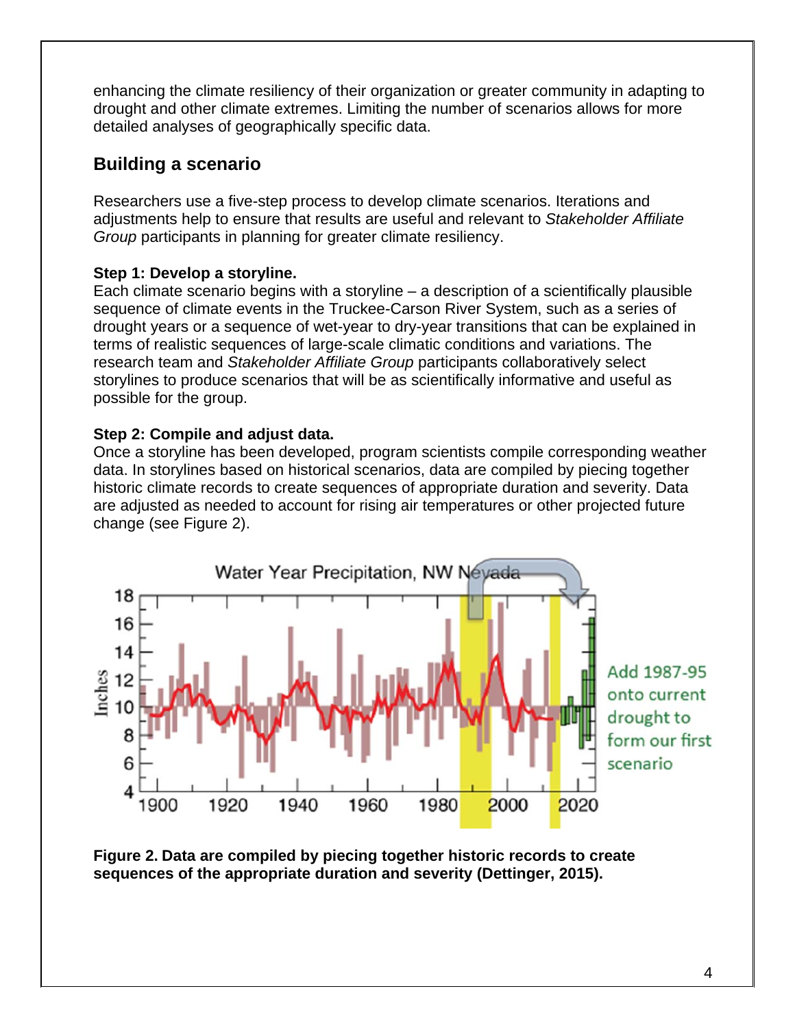enhancing the climate resiliency of their organization or greater community in adapting to drought and other climate extremes. Limiting the number of scenarios allows for more detailed analyses of geographically specific data.

## Building a scenario

Researchers use a five-step process to develop climate scenarios. Iterations and adjustments help to ensure that results are useful and relevant to *Stakeholder Affiliate Group* participants in planning for greater climate resiliency.

**Step 1: Develop a storyline.**
Each climate scenario begins with a storyline – a description of a scientifically plausible sequence of climate events in the Truckee-Carson River System, such as a series of drought years or a sequence of wet-year to dry-year transitions that can be explained in terms of realistic sequences of large-scale climatic conditions and variations. The research team and *Stakeholder Affiliate Group* participants collaboratively select storylines to produce scenarios that will be as scientifically informative and useful as possible for the group.

**Step 2: Compile and adjust data.**
Once a storyline has been developed, program scientists compile corresponding weather data. In storylines based on historical scenarios, data are compiled by piecing together historic climate records to create sequences of appropriate duration and severity. Data are adjusted as needed to account for rising air temperatures or other projected future change (see Figure 2).

**Figure 2. Data are compiled by piecing together historic records to create sequences of the appropriate duration and severity (Dettinger, 2015).**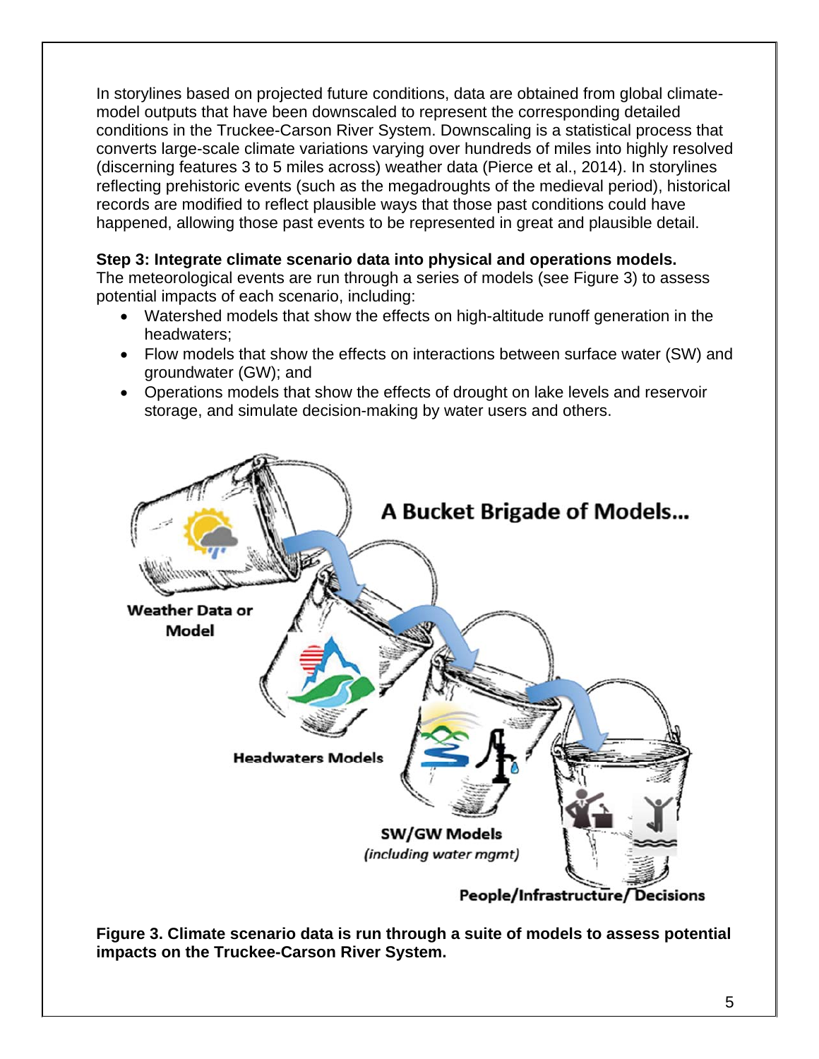In storylines based on projected future conditions, data are obtained from global climate-model outputs that have been downscaled to represent the corresponding detailed conditions in the Truckee-Carson River System. Downscaling is a statistical process that converts large-scale climate variations varying over hundreds of miles into highly resolved (discerning features 3 to 5 miles across) weather data (Pierce et al., 2014). In storylines reflecting prehistoric events (such as the megadroughts of the medieval period), historical records are modified to reflect plausible ways that those past conditions could have happened, allowing those past events to be represented in great and plausible detail.

**Step 3: Integrate climate scenario data into physical and operations models.**
The meteorological events are run through a series of models (see Figure 3) to assess potential impacts of each scenario, including:

- Watershed models that show the effects on high-altitude runoff generation in the headwaters;
- Flow models that show the effects on interactions between surface water (SW) and groundwater (GW); and
- Operations models that show the effects of drought on lake levels and reservoir storage, and simulate decision-making by water users and others.

A Bucket Brigade of Models...

Weather Data or Model

Headwaters Models

SW/GW Models
*(including water mgmt)*

People/Infrastructure/Decisions

**Figure 3. Climate scenario data is run through a suite of models to assess potential impacts on the Truckee-Carson River System.**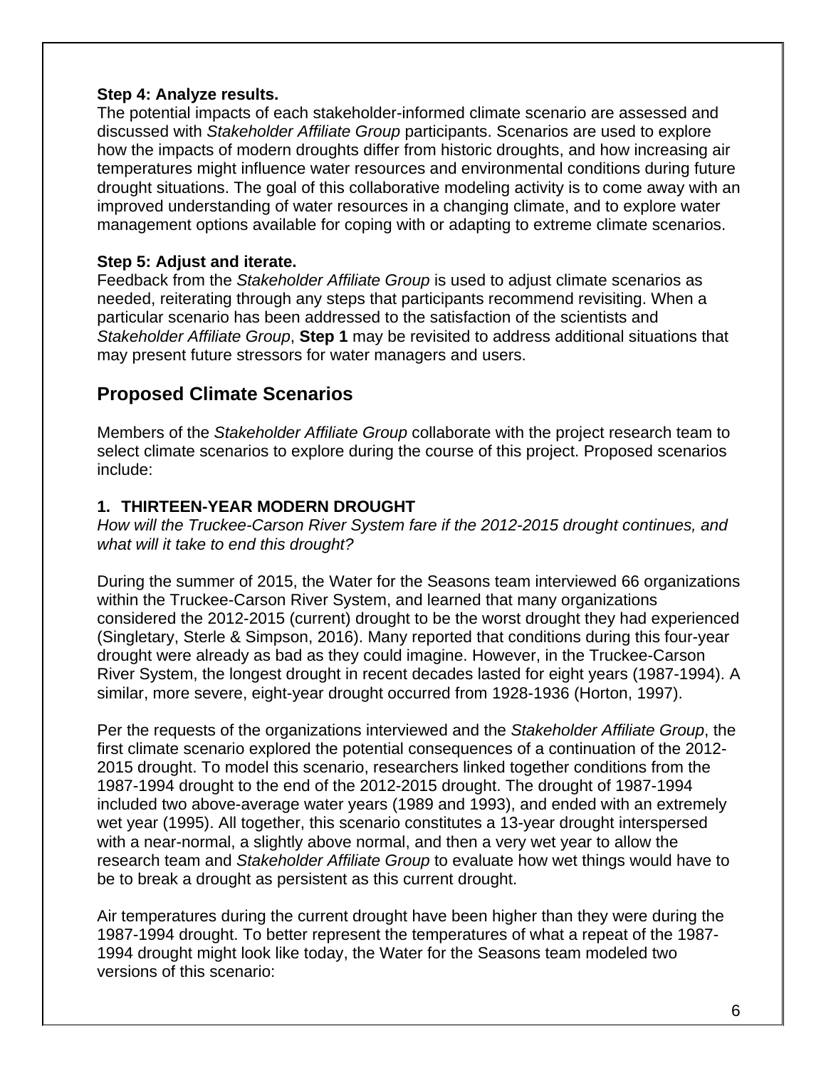**Step 4: Analyze results.**
The potential impacts of each stakeholder-informed climate scenario are assessed and discussed with *Stakeholder Affiliate Group* participants. Scenarios are used to explore how the impacts of modern droughts differ from historic droughts, and how increasing air temperatures might influence water resources and environmental conditions during future drought situations. The goal of this collaborative modeling activity is to come away with an improved understanding of water resources in a changing climate, and to explore water management options available for coping with or adapting to extreme climate scenarios.

**Step 5: Adjust and iterate.**
Feedback from the *Stakeholder Affiliate Group* is used to adjust climate scenarios as needed, reiterating through any steps that participants recommend revisiting. When a particular scenario has been addressed to the satisfaction of the scientists and *Stakeholder Affiliate Group*, **Step 1** may be revisited to address additional situations that may present future stressors for water managers and users.

## Proposed Climate Scenarios

Members of the *Stakeholder Affiliate Group* collaborate with the project research team to select climate scenarios to explore during the course of this project. Proposed scenarios include:

### 1. THIRTEEN-YEAR MODERN DROUGHT

*How will the Truckee-Carson River System fare if the 2012-2015 drought continues, and what will it take to end this drought?*

During the summer of 2015, the Water for the Seasons team interviewed 66 organizations within the Truckee-Carson River System, and learned that many organizations considered the 2012-2015 (current) drought to be the worst drought they had experienced (Singletary, Sterle & Simpson, 2016). Many reported that conditions during this four-year drought were already as bad as they could imagine. However, in the Truckee-Carson River System, the longest drought in recent decades lasted for eight years (1987-1994). A similar, more severe, eight-year drought occurred from 1928-1936 (Horton, 1997).

Per the requests of the organizations interviewed and the *Stakeholder Affiliate Group*, the first climate scenario explored the potential consequences of a continuation of the 2012-2015 drought. To model this scenario, researchers linked together conditions from the 1987-1994 drought to the end of the 2012-2015 drought. The drought of 1987-1994 included two above-average water years (1989 and 1993), and ended with an extremely wet year (1995). All together, this scenario constitutes a 13-year drought interspersed with a near-normal, a slightly above normal, and then a very wet year to allow the research team and *Stakeholder Affiliate Group* to evaluate how wet things would have to be to break a drought as persistent as this current drought.

Air temperatures during the current drought have been higher than they were during the 1987-1994 drought. To better represent the temperatures of what a repeat of the 1987-1994 drought might look like today, the Water for the Seasons team modeled two versions of this scenario: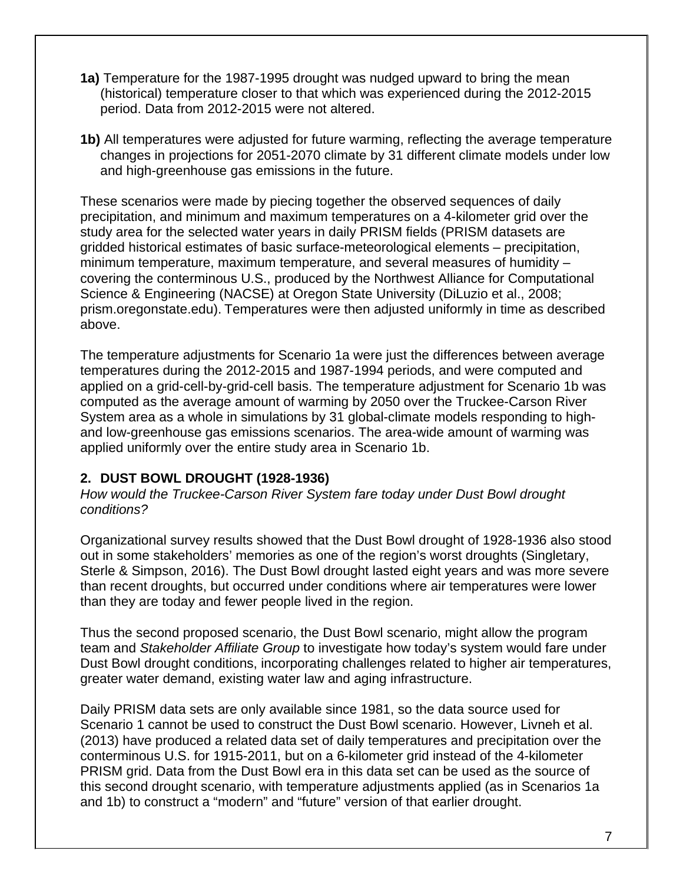**1a)** Temperature for the 1987-1995 drought was nudged upward to bring the mean (historical) temperature closer to that which was experienced during the 2012-2015 period. Data from 2012-2015 were not altered.

**1b)** All temperatures were adjusted for future warming, reflecting the average temperature changes in projections for 2051-2070 climate by 31 different climate models under low and high-greenhouse gas emissions in the future.

These scenarios were made by piecing together the observed sequences of daily precipitation, and minimum and maximum temperatures on a 4-kilometer grid over the study area for the selected water years in daily PRISM fields (PRISM datasets are gridded historical estimates of basic surface-meteorological elements – precipitation, minimum temperature, maximum temperature, and several measures of humidity – covering the conterminous U.S., produced by the Northwest Alliance for Computational Science & Engineering (NACSE) at Oregon State University (DiLuzio et al., 2008; prism.oregonstate.edu). Temperatures were then adjusted uniformly in time as described above.

The temperature adjustments for Scenario 1a were just the differences between average temperatures during the 2012-2015 and 1987-1994 periods, and were computed and applied on a grid-cell-by-grid-cell basis. The temperature adjustment for Scenario 1b was computed as the average amount of warming by 2050 over the Truckee-Carson River System area as a whole in simulations by 31 global-climate models responding to high- and low-greenhouse gas emissions scenarios. The area-wide amount of warming was applied uniformly over the entire study area in Scenario 1b.

## 2. DUST BOWL DROUGHT (1928-1936)

*How would the Truckee-Carson River System fare today under Dust Bowl drought conditions?*

Organizational survey results showed that the Dust Bowl drought of 1928-1936 also stood out in some stakeholders' memories as one of the region's worst droughts (Singletary, Sterle & Simpson, 2016). The Dust Bowl drought lasted eight years and was more severe than recent droughts, but occurred under conditions where air temperatures were lower than they are today and fewer people lived in the region.

Thus the second proposed scenario, the Dust Bowl scenario, might allow the program team and *Stakeholder Affiliate Group* to investigate how today's system would fare under Dust Bowl drought conditions, incorporating challenges related to higher air temperatures, greater water demand, existing water law and aging infrastructure.

Daily PRISM data sets are only available since 1981, so the data source used for Scenario 1 cannot be used to construct the Dust Bowl scenario. However, Livneh et al. (2013) have produced a related data set of daily temperatures and precipitation over the conterminous U.S. for 1915-2011, but on a 6-kilometer grid instead of the 4-kilometer PRISM grid. Data from the Dust Bowl era in this data set can be used as the source of this second drought scenario, with temperature adjustments applied (as in Scenarios 1a and 1b) to construct a "modern" and "future" version of that earlier drought.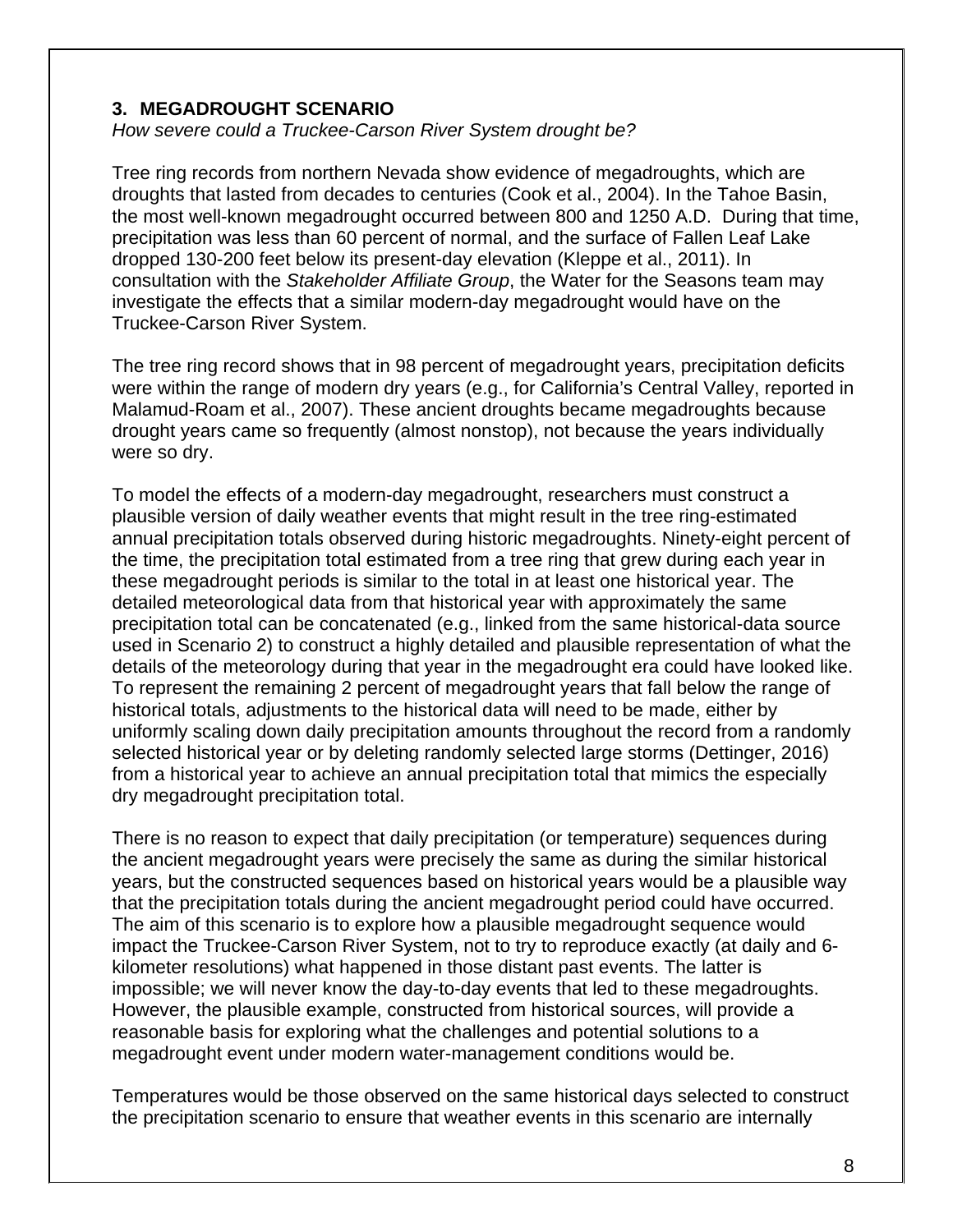### 3. MEGADROUGHT SCENARIO

*How severe could a Truckee-Carson River System drought be?*

Tree ring records from northern Nevada show evidence of megadroughts, which are droughts that lasted from decades to centuries (Cook et al., 2004). In the Tahoe Basin, the most well-known megadrought occurred between 800 and 1250 A.D. During that time, precipitation was less than 60 percent of normal, and the surface of Fallen Leaf Lake dropped 130-200 feet below its present-day elevation (Kleppe et al., 2011). In consultation with the *Stakeholder Affiliate Group*, the Water for the Seasons team may investigate the effects that a similar modern-day megadrought would have on the Truckee-Carson River System.

The tree ring record shows that in 98 percent of megadrought years, precipitation deficits were within the range of modern dry years (e.g., for California's Central Valley, reported in Malamud-Roam et al., 2007). These ancient droughts became megadroughts because drought years came so frequently (almost nonstop), not because the years individually were so dry.

To model the effects of a modern-day megadrought, researchers must construct a plausible version of daily weather events that might result in the tree ring-estimated annual precipitation totals observed during historic megadroughts. Ninety-eight percent of the time, the precipitation total estimated from a tree ring that grew during each year in these megadrought periods is similar to the total in at least one historical year. The detailed meteorological data from that historical year with approximately the same precipitation total can be concatenated (e.g., linked from the same historical-data source used in Scenario 2) to construct a highly detailed and plausible representation of what the details of the meteorology during that year in the megadrought era could have looked like. To represent the remaining 2 percent of megadrought years that fall below the range of historical totals, adjustments to the historical data will need to be made, either by uniformly scaling down daily precipitation amounts throughout the record from a randomly selected historical year or by deleting randomly selected large storms (Dettinger, 2016) from a historical year to achieve an annual precipitation total that mimics the especially dry megadrought precipitation total.

There is no reason to expect that daily precipitation (or temperature) sequences during the ancient megadrought years were precisely the same as during the similar historical years, but the constructed sequences based on historical years would be a plausible way that the precipitation totals during the ancient megadrought period could have occurred. The aim of this scenario is to explore how a plausible megadrought sequence would impact the Truckee-Carson River System, not to try to reproduce exactly (at daily and 6-kilometer resolutions) what happened in those distant past events. The latter is impossible; we will never know the day-to-day events that led to these megadroughts. However, the plausible example, constructed from historical sources, will provide a reasonable basis for exploring what the challenges and potential solutions to a megadrought event under modern water-management conditions would be.

Temperatures would be those observed on the same historical days selected to construct the precipitation scenario to ensure that weather events in this scenario are internally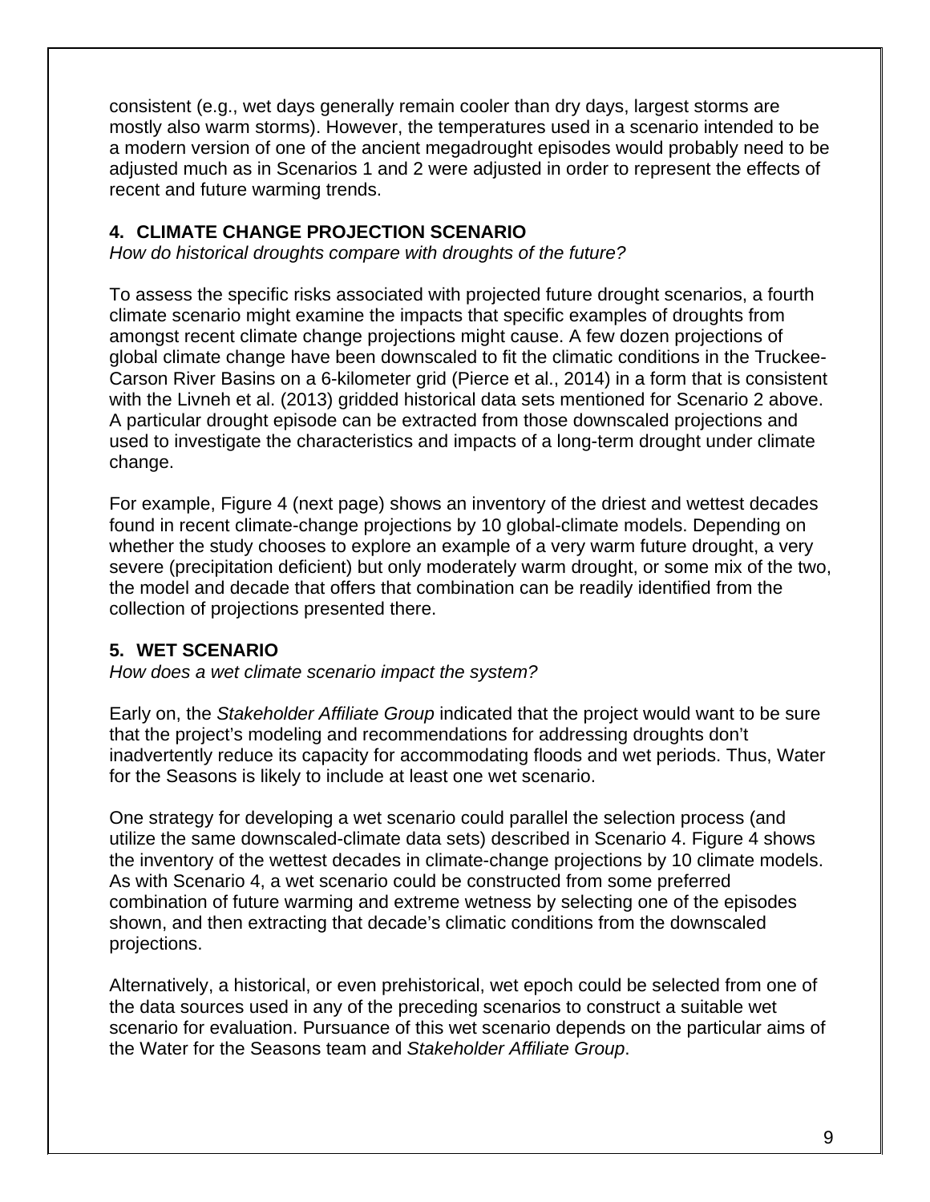consistent (e.g., wet days generally remain cooler than dry days, largest storms are mostly also warm storms). However, the temperatures used in a scenario intended to be a modern version of one of the ancient megadrought episodes would probably need to be adjusted much as in Scenarios 1 and 2 were adjusted in order to represent the effects of recent and future warming trends.

## 4. CLIMATE CHANGE PROJECTION SCENARIO

*How do historical droughts compare with droughts of the future?*

To assess the specific risks associated with projected future drought scenarios, a fourth climate scenario might examine the impacts that specific examples of droughts from amongst recent climate change projections might cause. A few dozen projections of global climate change have been downscaled to fit the climatic conditions in the Truckee-Carson River Basins on a 6-kilometer grid (Pierce et al., 2014) in a form that is consistent with the Livneh et al. (2013) gridded historical data sets mentioned for Scenario 2 above. A particular drought episode can be extracted from those downscaled projections and used to investigate the characteristics and impacts of a long-term drought under climate change.

For example, Figure 4 (next page) shows an inventory of the driest and wettest decades found in recent climate-change projections by 10 global-climate models. Depending on whether the study chooses to explore an example of a very warm future drought, a very severe (precipitation deficient) but only moderately warm drought, or some mix of the two, the model and decade that offers that combination can be readily identified from the collection of projections presented there.

## 5. WET SCENARIO

*How does a wet climate scenario impact the system?*

Early on, the *Stakeholder Affiliate Group* indicated that the project would want to be sure that the project's modeling and recommendations for addressing droughts don't inadvertently reduce its capacity for accommodating floods and wet periods. Thus, Water for the Seasons is likely to include at least one wet scenario.

One strategy for developing a wet scenario could parallel the selection process (and utilize the same downscaled-climate data sets) described in Scenario 4. Figure 4 shows the inventory of the wettest decades in climate-change projections by 10 climate models. As with Scenario 4, a wet scenario could be constructed from some preferred combination of future warming and extreme wetness by selecting one of the episodes shown, and then extracting that decade's climatic conditions from the downscaled projections.

Alternatively, a historical, or even prehistorical, wet epoch could be selected from one of the data sources used in any of the preceding scenarios to construct a suitable wet scenario for evaluation. Pursuance of this wet scenario depends on the particular aims of the Water for the Seasons team and *Stakeholder Affiliate Group*.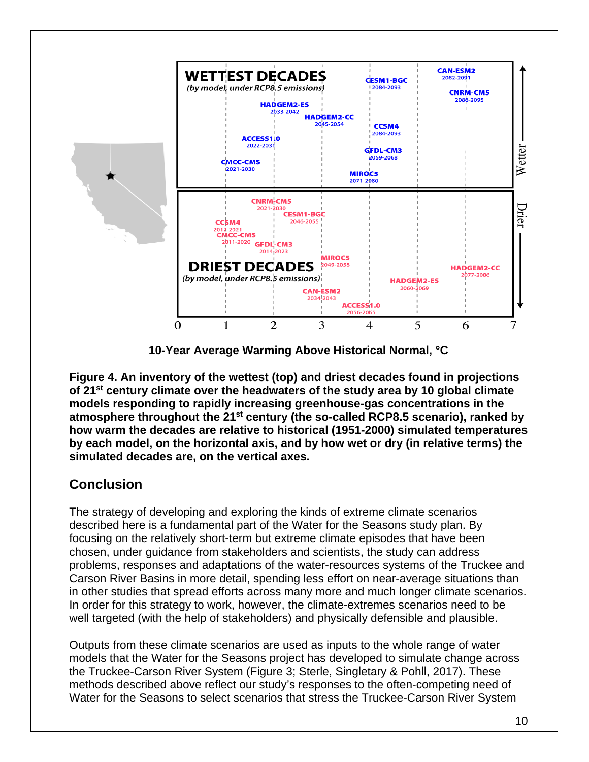WETTEST DECADES
*(by model, under RCP8.5 emissions)*

CMCC-CMS 2021-2030
ACCESS1.0 2022-2031
HADGEM2-ES 2033-2042
HADGEM2-CC 2045-2054
GFDL-CM3 2059-2068
MIROC5 2071-2080
CESM1-BGC 2084-2093
CCSM4 2084-2093
CAN-ESM2 2082-2091
CNRM-CM5 2086-2095

DRIEST DECADES
*(by model, under RCP8.5 emissions)*

CCSM4 2012-2021
CMCC-CMS 2011-2020
CNRM-CM5 2021-2030
GFDL-CM3 2014-2023
CESM1-BGC 2046-2055
CAN-ESM2 2034-2043
MIROC5 2049-2058
ACCESS1.0 2056-2065
HADGEM2-ES 2060-2069
HADGEM2-CC 2077-2086

Wetter — Drier

0 1 2 3 4 5 6 7

10-Year Average Warming Above Historical Normal, °C

**Figure 4. An inventory of the wettest (top) and driest decades found in projections of 21st century climate over the headwaters of the study area by 10 global climate models responding to rapidly increasing greenhouse-gas concentrations in the atmosphere throughout the 21st century (the so-called RCP8.5 scenario), ranked by how warm the decades are relative to historical (1951-2000) simulated temperatures by each model, on the horizontal axis, and by how wet or dry (in relative terms) the simulated decades are, on the vertical axes.**

## Conclusion

The strategy of developing and exploring the kinds of extreme climate scenarios described here is a fundamental part of the Water for the Seasons study plan. By focusing on the relatively short-term but extreme climate episodes that have been chosen, under guidance from stakeholders and scientists, the study can address problems, responses and adaptations of the water-resources systems of the Truckee and Carson River Basins in more detail, spending less effort on near-average situations than in other studies that spread efforts across many more and much longer climate scenarios. In order for this strategy to work, however, the climate-extremes scenarios need to be well targeted (with the help of stakeholders) and physically defensible and plausible.

Outputs from these climate scenarios are used as inputs to the whole range of water models that the Water for the Seasons project has developed to simulate change across the Truckee-Carson River System (Figure 3; Sterle, Singletary & Pohll, 2017). These methods described above reflect our study's responses to the often-competing need of Water for the Seasons to select scenarios that stress the Truckee-Carson River System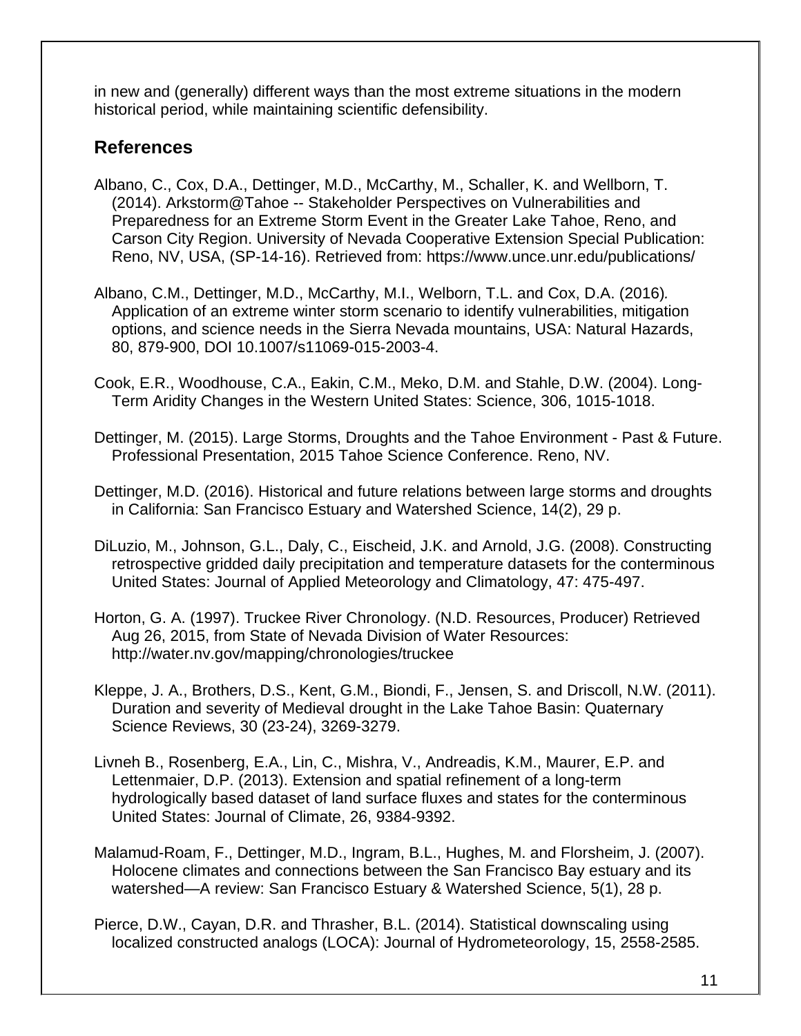in new and (generally) different ways than the most extreme situations in the modern historical period, while maintaining scientific defensibility.

## References

Albano, C., Cox, D.A., Dettinger, M.D., McCarthy, M., Schaller, K. and Wellborn, T. (2014). Arkstorm@Tahoe -- Stakeholder Perspectives on Vulnerabilities and Preparedness for an Extreme Storm Event in the Greater Lake Tahoe, Reno, and Carson City Region. University of Nevada Cooperative Extension Special Publication: Reno, NV, USA, (SP-14-16). Retrieved from: https://www.unce.unr.edu/publications/

Albano, C.M., Dettinger, M.D., McCarthy, M.I., Welborn, T.L. and Cox, D.A. (2016). Application of an extreme winter storm scenario to identify vulnerabilities, mitigation options, and science needs in the Sierra Nevada mountains, USA: Natural Hazards, 80, 879-900, DOI 10.1007/s11069-015-2003-4.

Cook, E.R., Woodhouse, C.A., Eakin, C.M., Meko, D.M. and Stahle, D.W. (2004). Long-Term Aridity Changes in the Western United States: Science, 306, 1015-1018.

Dettinger, M. (2015). Large Storms, Droughts and the Tahoe Environment - Past & Future. Professional Presentation, 2015 Tahoe Science Conference. Reno, NV.

Dettinger, M.D. (2016). Historical and future relations between large storms and droughts in California: San Francisco Estuary and Watershed Science, 14(2), 29 p.

DiLuzio, M., Johnson, G.L., Daly, C., Eischeid, J.K. and Arnold, J.G. (2008). Constructing retrospective gridded daily precipitation and temperature datasets for the conterminous United States: Journal of Applied Meteorology and Climatology, 47: 475-497.

Horton, G. A. (1997). Truckee River Chronology. (N.D. Resources, Producer) Retrieved Aug 26, 2015, from State of Nevada Division of Water Resources: http://water.nv.gov/mapping/chronologies/truckee

Kleppe, J. A., Brothers, D.S., Kent, G.M., Biondi, F., Jensen, S. and Driscoll, N.W. (2011). Duration and severity of Medieval drought in the Lake Tahoe Basin: Quaternary Science Reviews, 30 (23-24), 3269-3279.

Livneh B., Rosenberg, E.A., Lin, C., Mishra, V., Andreadis, K.M., Maurer, E.P. and Lettenmaier, D.P. (2013). Extension and spatial refinement of a long-term hydrologically based dataset of land surface fluxes and states for the conterminous United States: Journal of Climate, 26, 9384-9392.

Malamud-Roam, F., Dettinger, M.D., Ingram, B.L., Hughes, M. and Florsheim, J. (2007). Holocene climates and connections between the San Francisco Bay estuary and its watershed—A review: San Francisco Estuary & Watershed Science, 5(1), 28 p.

Pierce, D.W., Cayan, D.R. and Thrasher, B.L. (2014). Statistical downscaling using localized constructed analogs (LOCA): Journal of Hydrometeorology, 15, 2558-2585.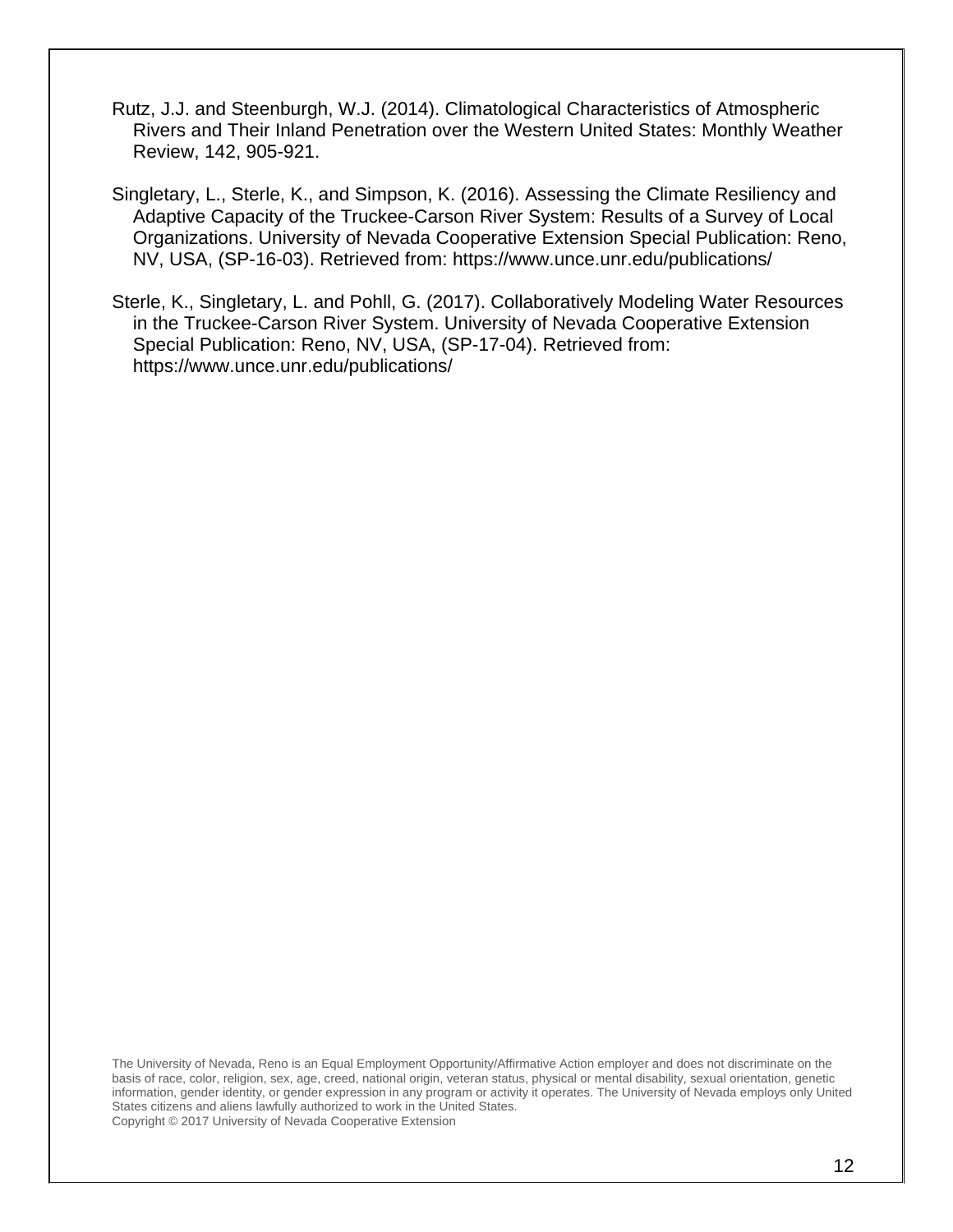Rutz, J.J. and Steenburgh, W.J. (2014). Climatological Characteristics of Atmospheric Rivers and Their Inland Penetration over the Western United States: Monthly Weather Review, 142, 905-921.

Singletary, L., Sterle, K., and Simpson, K. (2016). Assessing the Climate Resiliency and Adaptive Capacity of the Truckee-Carson River System: Results of a Survey of Local Organizations. University of Nevada Cooperative Extension Special Publication: Reno, NV, USA, (SP-16-03). Retrieved from: https://www.unce.unr.edu/publications/

Sterle, K., Singletary, L. and Pohll, G. (2017). Collaboratively Modeling Water Resources in the Truckee-Carson River System. University of Nevada Cooperative Extension Special Publication: Reno, NV, USA, (SP-17-04). Retrieved from: https://www.unce.unr.edu/publications/

The University of Nevada, Reno is an Equal Employment Opportunity/Affirmative Action employer and does not discriminate on the basis of race, color, religion, sex, age, creed, national origin, veteran status, physical or mental disability, sexual orientation, genetic information, gender identity, or gender expression in any program or activity it operates. The University of Nevada employs only United States citizens and aliens lawfully authorized to work in the United States.
Copyright © 2017 University of Nevada Cooperative Extension